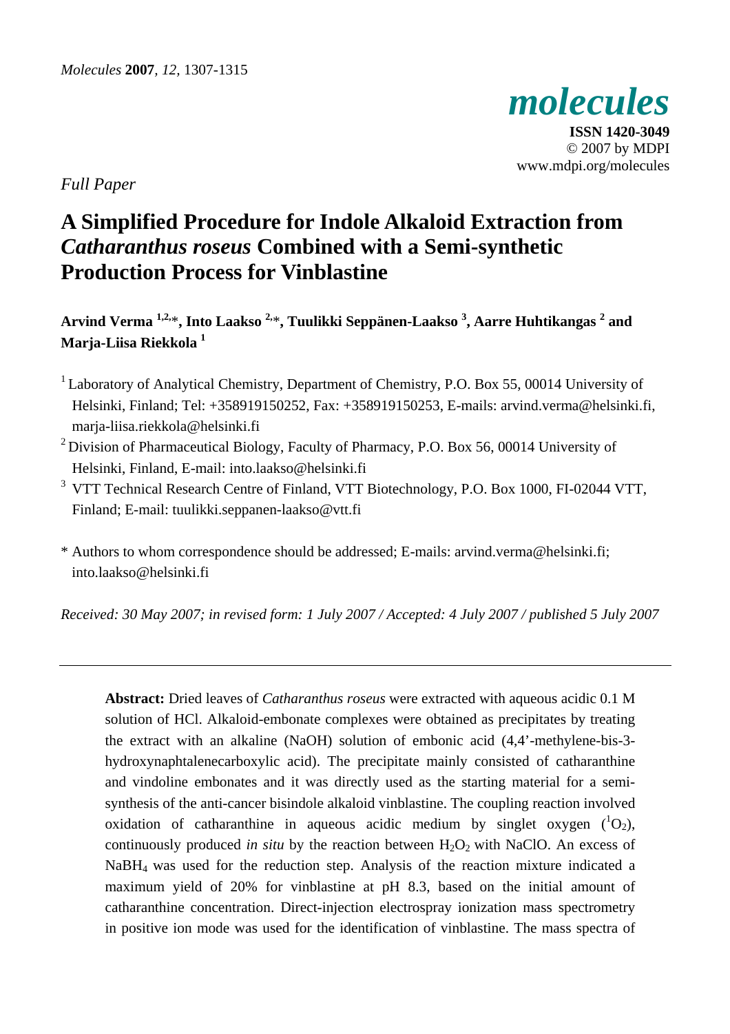*Full Paper*

# A Simplified Procedure for Indole Alkaloid Extraction from *Catharanthus roseus* Combined with a Semi-synthetic Production Process for Vinblastine

**Arvind Verma [1,2,*], Into Laakso [2,*], Tuulikki Seppänen-Laakso [3], Aarre Huhtikangas [2] and Marja-Liisa Riekkola [1]**

[1] Laboratory of Analytical Chemistry, Department of Chemistry, P.O. Box 55, 00014 University of Helsinki, Finland; Tel: +358919150252, Fax: +358919150253, E-mails: arvind.verma@helsinki.fi, marja-liisa.riekkola@helsinki.fi

[2] Division of Pharmaceutical Biology, Faculty of Pharmacy, P.O. Box 56, 00014 University of Helsinki, Finland, E-mail: into.laakso@helsinki.fi

[3] VTT Technical Research Centre of Finland, VTT Biotechnology, P.O. Box 1000, FI-02044 VTT, Finland; E-mail: tuulikki.seppanen-laakso@vtt.fi

\* Authors to whom correspondence should be addressed; E-mails: arvind.verma@helsinki.fi; into.laakso@helsinki.fi

*Received: 30 May 2007; in revised form: 1 July 2007 / Accepted: 4 July 2007 / published 5 July 2007*

---

**Abstract:** Dried leaves of *Catharanthus roseus* were extracted with aqueous acidic 0.1 M solution of HCl. Alkaloid-embonate complexes were obtained as precipitates by treating the extract with an alkaline (NaOH) solution of embonic acid (4,4'-methylene-bis-3-hydroxynaphtalenecarboxylic acid). The precipitate mainly consisted of catharanthine and vindoline embonates and it was directly used as the starting material for a semi-synthesis of the anti-cancer bisindole alkaloid vinblastine. The coupling reaction involved oxidation of catharanthine in aqueous acidic medium by singlet oxygen ($^1O_2$), continuously produced *in situ* by the reaction between $H_2O_2$ with NaClO. An excess of $NaBH_4$ was used for the reduction step. Analysis of the reaction mixture indicated a maximum yield of 20% for vinblastine at pH 8.3, based on the initial amount of catharanthine concentration. Direct-injection electrospray ionization mass spectrometry in positive ion mode was used for the identification of vinblastine. The mass spectra of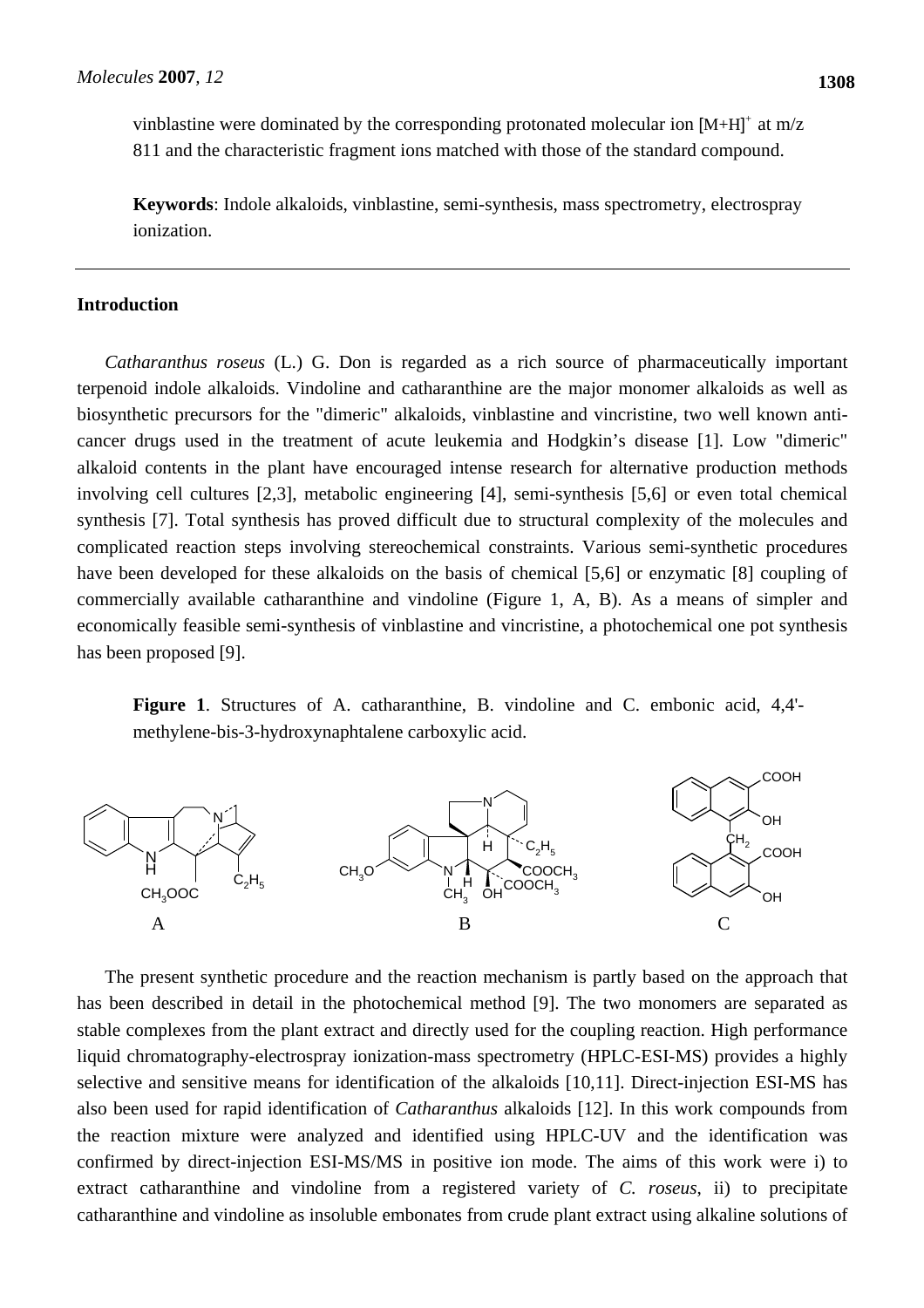vinblastine were dominated by the corresponding protonated molecular ion $[M+H]^+$ at m/z 811 and the characteristic fragment ions matched with those of the standard compound.

**Keywords**: Indole alkaloids, vinblastine, semi-synthesis, mass spectrometry, electrospray ionization.

## Introduction

*Catharanthus roseus* (L.) G. Don is regarded as a rich source of pharmaceutically important terpenoid indole alkaloids. Vindoline and catharanthine are the major monomer alkaloids as well as biosynthetic precursors for the "dimeric" alkaloids, vinblastine and vincristine, two well known anti-cancer drugs used in the treatment of acute leukemia and Hodgkin's disease [1]. Low "dimeric" alkaloid contents in the plant have encouraged intense research for alternative production methods involving cell cultures [2,3], metabolic engineering [4], semi-synthesis [5,6] or even total chemical synthesis [7]. Total synthesis has proved difficult due to structural complexity of the molecules and complicated reaction steps involving stereochemical constraints. Various semi-synthetic procedures have been developed for these alkaloids on the basis of chemical [5,6] or enzymatic [8] coupling of commercially available catharanthine and vindoline (Figure 1, A, B). As a means of simpler and economically feasible semi-synthesis of vinblastine and vincristine, a photochemical one pot synthesis has been proposed [9].

**Figure 1**. Structures of A. catharanthine, B. vindoline and C. embonic acid, 4,4'-methylene-bis-3-hydroxynaphtalene carboxylic acid.

The present synthetic procedure and the reaction mechanism is partly based on the approach that has been described in detail in the photochemical method [9]. The two monomers are separated as stable complexes from the plant extract and directly used for the coupling reaction. High performance liquid chromatography-electrospray ionization-mass spectrometry (HPLC-ESI-MS) provides a highly selective and sensitive means for identification of the alkaloids [10,11]. Direct-injection ESI-MS has also been used for rapid identification of *Catharanthus* alkaloids [12]. In this work compounds from the reaction mixture were analyzed and identified using HPLC-UV and the identification was confirmed by direct-injection ESI-MS/MS in positive ion mode. The aims of this work were i) to extract catharanthine and vindoline from a registered variety of *C. roseus*, ii) to precipitate catharanthine and vindoline as insoluble embonates from crude plant extract using alkaline solutions of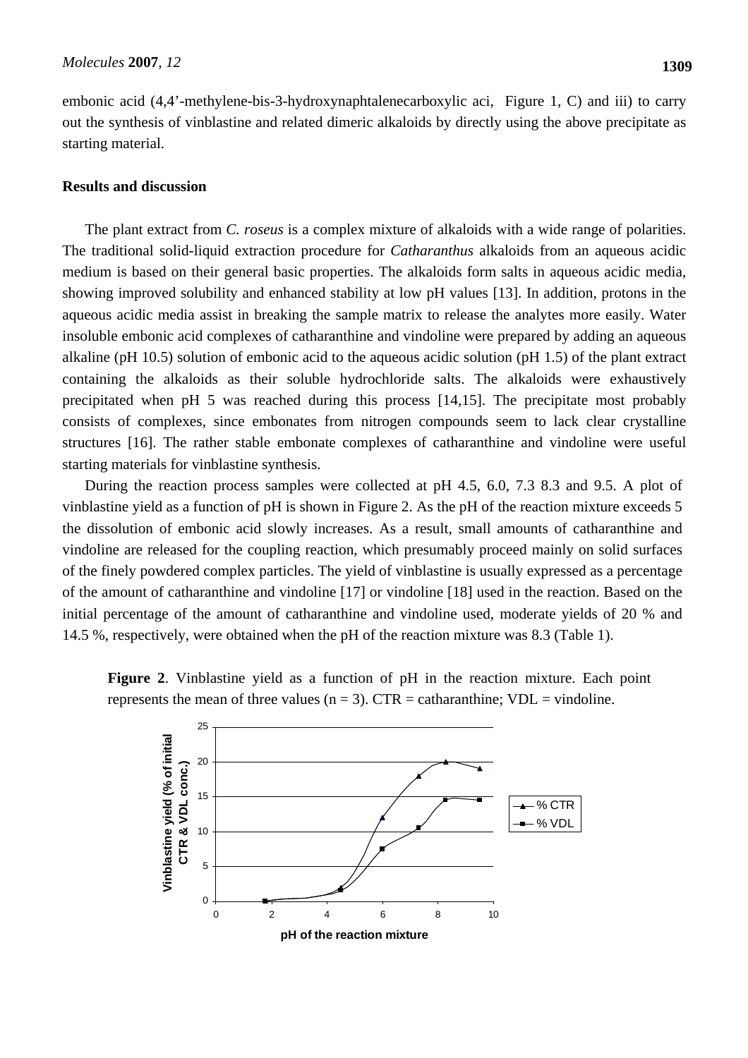embonic acid (4,4'-methylene-bis-3-hydroxynaphtalenecarboxylic aci, Figure 1, C) and iii) to carry out the synthesis of vinblastine and related dimeric alkaloids by directly using the above precipitate as starting material.

## Results and discussion

The plant extract from *C. roseus* is a complex mixture of alkaloids with a wide range of polarities. The traditional solid-liquid extraction procedure for *Catharanthus* alkaloids from an aqueous acidic medium is based on their general basic properties. The alkaloids form salts in aqueous acidic media, showing improved solubility and enhanced stability at low pH values [13]. In addition, protons in the aqueous acidic media assist in breaking the sample matrix to release the analytes more easily. Water insoluble embonic acid complexes of catharanthine and vindoline were prepared by adding an aqueous alkaline (pH 10.5) solution of embonic acid to the aqueous acidic solution (pH 1.5) of the plant extract containing the alkaloids as their soluble hydrochloride salts. The alkaloids were exhaustively precipitated when pH 5 was reached during this process [14,15]. The precipitate most probably consists of complexes, since embonates from nitrogen compounds seem to lack clear crystalline structures [16]. The rather stable embonate complexes of catharanthine and vindoline were useful starting materials for vinblastine synthesis.

During the reaction process samples were collected at pH 4.5, 6.0, 7.3 8.3 and 9.5. A plot of vinblastine yield as a function of pH is shown in Figure 2. As the pH of the reaction mixture exceeds 5 the dissolution of embonic acid slowly increases. As a result, small amounts of catharanthine and vindoline are released for the coupling reaction, which presumably proceed mainly on solid surfaces of the finely powdered complex particles. The yield of vinblastine is usually expressed as a percentage of the amount of catharanthine and vindoline [17] or vindoline [18] used in the reaction. Based on the initial percentage of the amount of catharanthine and vindoline used, moderate yields of 20 % and 14.5 %, respectively, were obtained when the pH of the reaction mixture was 8.3 (Table 1).

**Figure 2**. Vinblastine yield as a function of pH in the reaction mixture. Each point represents the mean of three values (n = 3). CTR = catharanthine; VDL = vindoline.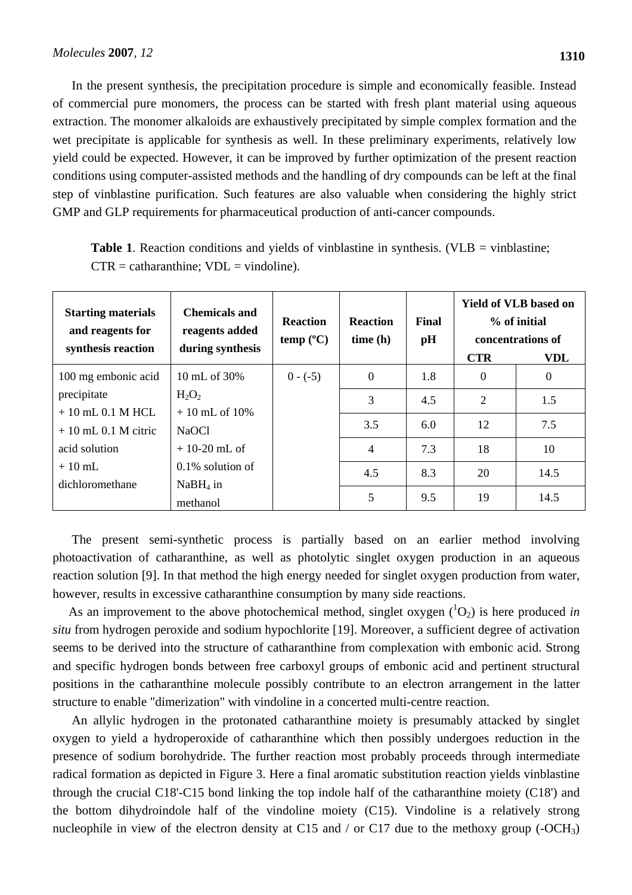In the present synthesis, the precipitation procedure is simple and economically feasible. Instead of commercial pure monomers, the process can be started with fresh plant material using aqueous extraction. The monomer alkaloids are exhaustively precipitated by simple complex formation and the wet precipitate is applicable for synthesis as well. In these preliminary experiments, relatively low yield could be expected. However, it can be improved by further optimization of the present reaction conditions using computer-assisted methods and the handling of dry compounds can be left at the final step of vinblastine purification. Such features are also valuable when considering the highly strict GMP and GLP requirements for pharmaceutical production of anti-cancer compounds.

**Table 1**. Reaction conditions and yields of vinblastine in synthesis. (VLB = vinblastine; CTR = catharanthine; VDL = vindoline).

| Starting materials and reagents for synthesis reaction | Chemicals and reagents added during synthesis | Reaction temp (ºC) | Reaction time (h) | Final pH | Yield of VLB based on % of initial concentrations of | |
|---|---|---|---|---|---|---|
| | | | | | **CTR** | **VDL** |
| 100 mg embonic acid precipitate + 10 mL 0.1 M HCL + 10 mL 0.1 M citric acid solution + 10 mL dichloromethane | 10 mL of 30% $H_2O_2$ + 10 mL of 10% NaOCl + 10-20 mL of 0.1% solution of $NaBH_4$ in methanol | 0 - (-5) | 0 | 1.8 | 0 | 0 |
| | | | 3 | 4.5 | 2 | 1.5 |
| | | | 3.5 | 6.0 | 12 | 7.5 |
| | | | 4 | 7.3 | 18 | 10 |
| | | | 4.5 | 8.3 | 20 | 14.5 |
| | | | 5 | 9.5 | 19 | 14.5 |

The present semi-synthetic process is partially based on an earlier method involving photoactivation of catharanthine, as well as photolytic singlet oxygen production in an aqueous reaction solution [9]. In that method the high energy needed for singlet oxygen production from water, however, results in excessive catharanthine consumption by many side reactions.

As an improvement to the above photochemical method, singlet oxygen ($^1O_2$) is here produced *in situ* from hydrogen peroxide and sodium hypochlorite [19]. Moreover, a sufficient degree of activation seems to be derived into the structure of catharanthine from complexation with embonic acid. Strong and specific hydrogen bonds between free carboxyl groups of embonic acid and pertinent structural positions in the catharanthine molecule possibly contribute to an electron arrangement in the latter structure to enable "dimerization" with vindoline in a concerted multi-centre reaction.

An allylic hydrogen in the protonated catharanthine moiety is presumably attacked by singlet oxygen to yield a hydroperoxide of catharanthine which then possibly undergoes reduction in the presence of sodium borohydride. The further reaction most probably proceeds through intermediate radical formation as depicted in Figure 3. Here a final aromatic substitution reaction yields vinblastine through the crucial C18'-C15 bond linking the top indole half of the catharanthine moiety (C18') and the bottom dihydroindole half of the vindoline moiety (C15). Vindoline is a relatively strong nucleophile in view of the electron density at C15 and / or C17 due to the methoxy group ($-OCH_3$)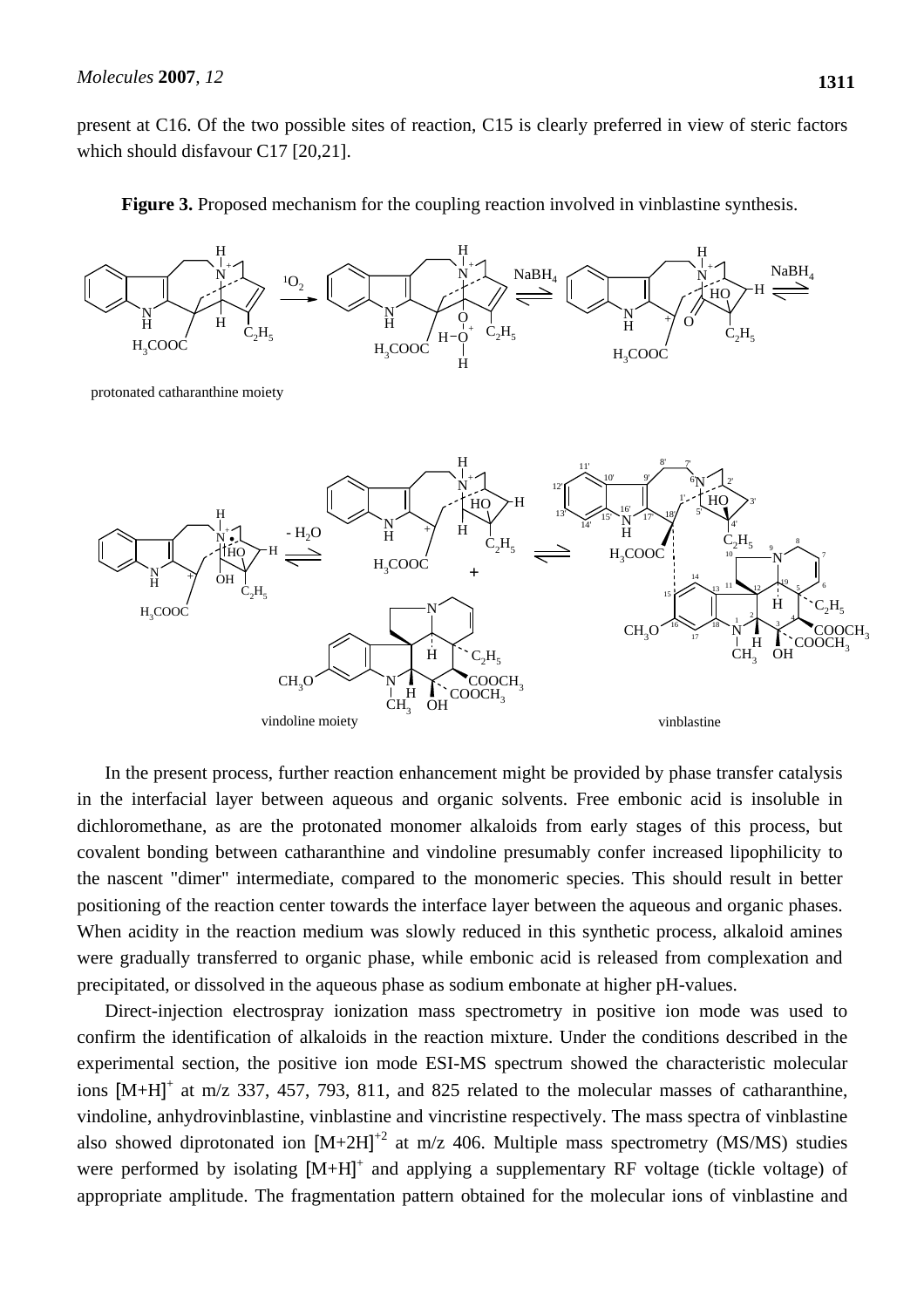present at C16. Of the two possible sites of reaction, C15 is clearly preferred in view of steric factors which should disfavour C17 [20,21].

**Figure 3.** Proposed mechanism for the coupling reaction involved in vinblastine synthesis.

In the present process, further reaction enhancement might be provided by phase transfer catalysis in the interfacial layer between aqueous and organic solvents. Free embonic acid is insoluble in dichloromethane, as are the protonated monomer alkaloids from early stages of this process, but covalent bonding between catharanthine and vindoline presumably confer increased lipophilicity to the nascent "dimer" intermediate, compared to the monomeric species. This should result in better positioning of the reaction center towards the interface layer between the aqueous and organic phases. When acidity in the reaction medium was slowly reduced in this synthetic process, alkaloid amines were gradually transferred to organic phase, while embonic acid is released from complexation and precipitated, or dissolved in the aqueous phase as sodium embonate at higher pH-values.

Direct-injection electrospray ionization mass spectrometry in positive ion mode was used to confirm the identification of alkaloids in the reaction mixture. Under the conditions described in the experimental section, the positive ion mode ESI-MS spectrum showed the characteristic molecular ions $[M+H]^+$ at m/z 337, 457, 793, 811, and 825 related to the molecular masses of catharanthine, vindoline, anhydrovinblastine, vinblastine and vincristine respectively. The mass spectra of vinblastine also showed diprotonated ion $[M+2H]^{+2}$ at m/z 406. Multiple mass spectrometry (MS/MS) studies were performed by isolating $[M+H]^+$ and applying a supplementary RF voltage (tickle voltage) of appropriate amplitude. The fragmentation pattern obtained for the molecular ions of vinblastine and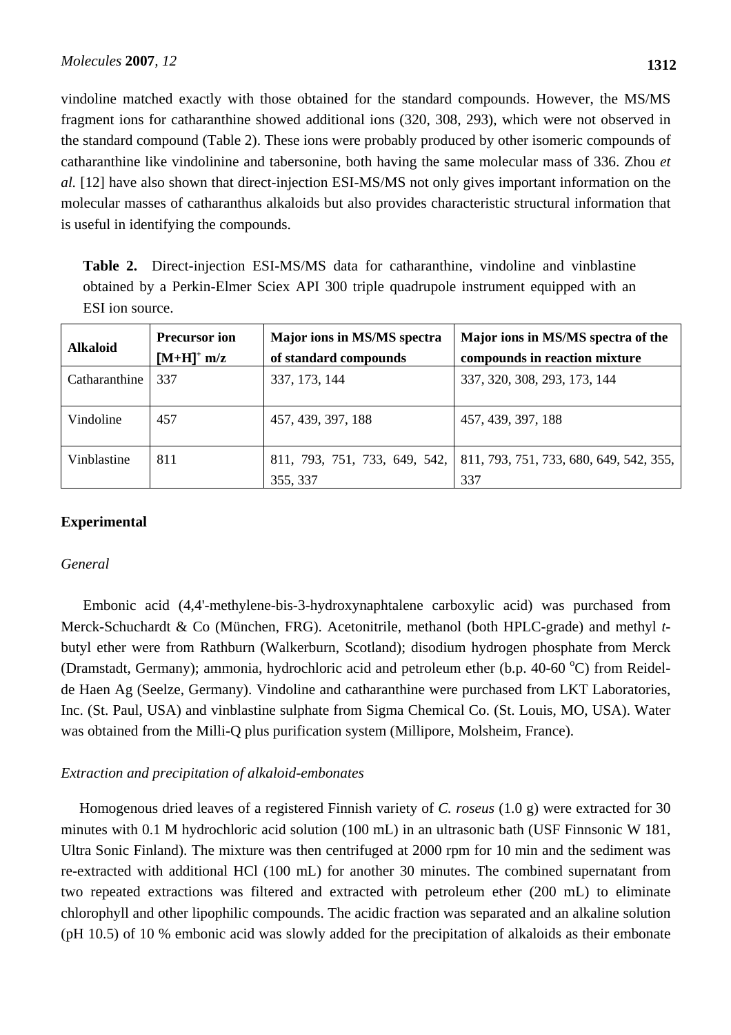vindoline matched exactly with those obtained for the standard compounds. However, the MS/MS fragment ions for catharanthine showed additional ions (320, 308, 293), which were not observed in the standard compound (Table 2). These ions were probably produced by other isomeric compounds of catharanthine like vindolinine and tabersonine, both having the same molecular mass of 336. Zhou *et al.* [12] have also shown that direct-injection ESI-MS/MS not only gives important information on the molecular masses of catharanthus alkaloids but also provides characteristic structural information that is useful in identifying the compounds.

**Table 2.** Direct-injection ESI-MS/MS data for catharanthine, vindoline and vinblastine obtained by a Perkin-Elmer Sciex API 300 triple quadrupole instrument equipped with an ESI ion source.

| Alkaloid | Precursor ion $[M+H]^+$ m/z | Major ions in MS/MS spectra of standard compounds | Major ions in MS/MS spectra of the compounds in reaction mixture |
|---|---|---|---|
| Catharanthine | 337 | 337, 173, 144 | 337, 320, 308, 293, 173, 144 |
| Vindoline | 457 | 457, 439, 397, 188 | 457, 439, 397, 188 |
| Vinblastine | 811 | 811, 793, 751, 733, 649, 542, 355, 337 | 811, 793, 751, 733, 680, 649, 542, 355, 337 |

## Experimental

### *General*

Embonic acid (4,4'-methylene-bis-3-hydroxynaphtalene carboxylic acid) was purchased from Merck-Schuchardt & Co (München, FRG). Acetonitrile, methanol (both HPLC-grade) and methyl *t*-butyl ether were from Rathburn (Walkerburn, Scotland); disodium hydrogen phosphate from Merck (Dramstadt, Germany); ammonia, hydrochloric acid and petroleum ether (b.p. 40-60 °C) from Reidel-de Haen Ag (Seelze, Germany). Vindoline and catharanthine were purchased from LKT Laboratories, Inc. (St. Paul, USA) and vinblastine sulphate from Sigma Chemical Co. (St. Louis, MO, USA). Water was obtained from the Milli-Q plus purification system (Millipore, Molsheim, France).

### *Extraction and precipitation of alkaloid-embonates*

Homogenous dried leaves of a registered Finnish variety of *C. roseus* (1.0 g) were extracted for 30 minutes with 0.1 M hydrochloric acid solution (100 mL) in an ultrasonic bath (USF Finnsonic W 181, Ultra Sonic Finland). The mixture was then centrifuged at 2000 rpm for 10 min and the sediment was re-extracted with additional HCl (100 mL) for another 30 minutes. The combined supernatant from two repeated extractions was filtered and extracted with petroleum ether (200 mL) to eliminate chlorophyll and other lipophilic compounds. The acidic fraction was separated and an alkaline solution (pH 10.5) of 10 % embonic acid was slowly added for the precipitation of alkaloids as their embonate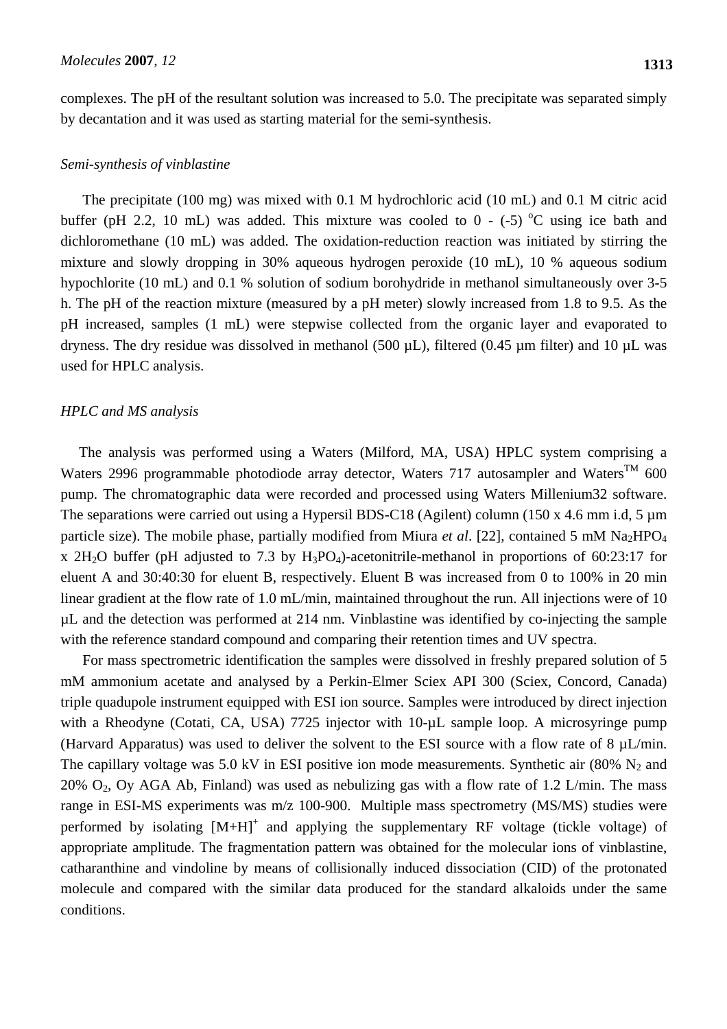complexes. The pH of the resultant solution was increased to 5.0. The precipitate was separated simply by decantation and it was used as starting material for the semi-synthesis.

*Semi-synthesis of vinblastine*

The precipitate (100 mg) was mixed with 0.1 M hydrochloric acid (10 mL) and 0.1 M citric acid buffer (pH 2.2, 10 mL) was added. This mixture was cooled to 0 - (-5) °C using ice bath and dichloromethane (10 mL) was added. The oxidation-reduction reaction was initiated by stirring the mixture and slowly dropping in 30% aqueous hydrogen peroxide (10 mL), 10 % aqueous sodium hypochlorite (10 mL) and 0.1 % solution of sodium borohydride in methanol simultaneously over 3-5 h. The pH of the reaction mixture (measured by a pH meter) slowly increased from 1.8 to 9.5. As the pH increased, samples (1 mL) were stepwise collected from the organic layer and evaporated to dryness. The dry residue was dissolved in methanol (500 µL), filtered (0.45 µm filter) and 10 µL was used for HPLC analysis.

*HPLC and MS analysis*

The analysis was performed using a Waters (Milford, MA, USA) HPLC system comprising a Waters 2996 programmable photodiode array detector, Waters 717 autosampler and Waters™ 600 pump. The chromatographic data were recorded and processed using Waters Millenium32 software. The separations were carried out using a Hypersil BDS-C18 (Agilent) column (150 x 4.6 mm i.d, 5 µm particle size). The mobile phase, partially modified from Miura *et al*. [22], contained 5 mM $Na_2HPO_4$ x $2H_2O$ buffer (pH adjusted to 7.3 by $H_3PO_4$)-acetonitrile-methanol in proportions of 60:23:17 for eluent A and 30:40:30 for eluent B, respectively. Eluent B was increased from 0 to 100% in 20 min linear gradient at the flow rate of 1.0 mL/min, maintained throughout the run. All injections were of 10 µL and the detection was performed at 214 nm. Vinblastine was identified by co-injecting the sample with the reference standard compound and comparing their retention times and UV spectra.

For mass spectrometric identification the samples were dissolved in freshly prepared solution of 5 mM ammonium acetate and analysed by a Perkin-Elmer Sciex API 300 (Sciex, Concord, Canada) triple quadupole instrument equipped with ESI ion source. Samples were introduced by direct injection with a Rheodyne (Cotati, CA, USA) 7725 injector with 10-µL sample loop. A microsyringe pump (Harvard Apparatus) was used to deliver the solvent to the ESI source with a flow rate of 8 µL/min. The capillary voltage was 5.0 kV in ESI positive ion mode measurements. Synthetic air (80% $N_2$ and 20% $O_2$, Oy AGA Ab, Finland) was used as nebulizing gas with a flow rate of 1.2 L/min. The mass range in ESI-MS experiments was m/z 100-900. Multiple mass spectrometry (MS/MS) studies were performed by isolating $[M+H]^+$ and applying the supplementary RF voltage (tickle voltage) of appropriate amplitude. The fragmentation pattern was obtained for the molecular ions of vinblastine, catharanthine and vindoline by means of collisionally induced dissociation (CID) of the protonated molecule and compared with the similar data produced for the standard alkaloids under the same conditions.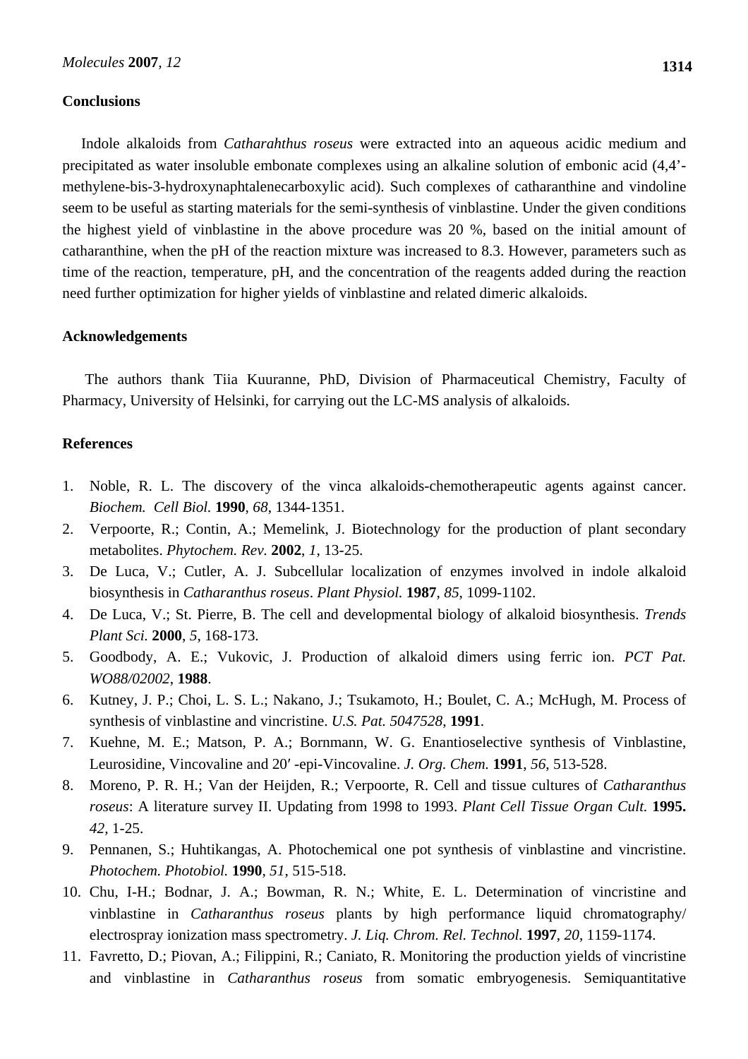## Conclusions

Indole alkaloids from *Catharahthus roseus* were extracted into an aqueous acidic medium and precipitated as water insoluble embonate complexes using an alkaline solution of embonic acid (4,4'-methylene-bis-3-hydroxynaphtalenecarboxylic acid). Such complexes of catharanthine and vindoline seem to be useful as starting materials for the semi-synthesis of vinblastine. Under the given conditions the highest yield of vinblastine in the above procedure was 20 %, based on the initial amount of catharanthine, when the pH of the reaction mixture was increased to 8.3. However, parameters such as time of the reaction, temperature, pH, and the concentration of the reagents added during the reaction need further optimization for higher yields of vinblastine and related dimeric alkaloids.

## Acknowledgements

The authors thank Tiia Kuuranne, PhD, Division of Pharmaceutical Chemistry, Faculty of Pharmacy, University of Helsinki, for carrying out the LC-MS analysis of alkaloids.

## References

1. Noble, R. L. The discovery of the vinca alkaloids-chemotherapeutic agents against cancer. *Biochem. Cell Biol.* **1990**, *68*, 1344-1351.
2. Verpoorte, R.; Contin, A.; Memelink, J. Biotechnology for the production of plant secondary metabolites. *Phytochem. Rev.* **2002**, *1*, 13-25.
3. De Luca, V.; Cutler, A. J. Subcellular localization of enzymes involved in indole alkaloid biosynthesis in *Catharanthus roseus*. *Plant Physiol.* **1987**, *85*, 1099-1102.
4. De Luca, V.; St. Pierre, B. The cell and developmental biology of alkaloid biosynthesis. *Trends Plant Sci.* **2000**, *5*, 168-173.
5. Goodbody, A. E.; Vukovic, J. Production of alkaloid dimers using ferric ion. *PCT Pat. WO88/02002*, **1988**.
6. Kutney, J. P.; Choi, L. S. L.; Nakano, J.; Tsukamoto, H.; Boulet, C. A.; McHugh, M. Process of synthesis of vinblastine and vincristine. *U.S. Pat. 5047528*, **1991**.
7. Kuehne, M. E.; Matson, P. A.; Bornmann, W. G. Enantioselective synthesis of Vinblastine, Leurosidine, Vincovaline and 20′ -epi-Vincovaline. *J. Org. Chem.* **1991**, *56*, 513-528.
8. Moreno, P. R. H.; Van der Heijden, R.; Verpoorte, R. Cell and tissue cultures of *Catharanthus roseus*: A literature survey II. Updating from 1998 to 1993. *Plant Cell Tissue Organ Cult.* **1995.** *42*, 1-25.
9. Pennanen, S.; Huhtikangas, A. Photochemical one pot synthesis of vinblastine and vincristine. *Photochem. Photobiol.* **1990**, *51*, 515-518.
10. Chu, I-H.; Bodnar, J. A.; Bowman, R. N.; White, E. L. Determination of vincristine and vinblastine in *Catharanthus roseus* plants by high performance liquid chromatography/ electrospray ionization mass spectrometry. *J. Liq. Chrom. Rel. Technol.* **1997**, *20*, 1159-1174.
11. Favretto, D.; Piovan, A.; Filippini, R.; Caniato, R. Monitoring the production yields of vincristine and vinblastine in *Catharanthus roseus* from somatic embryogenesis. Semiquantitative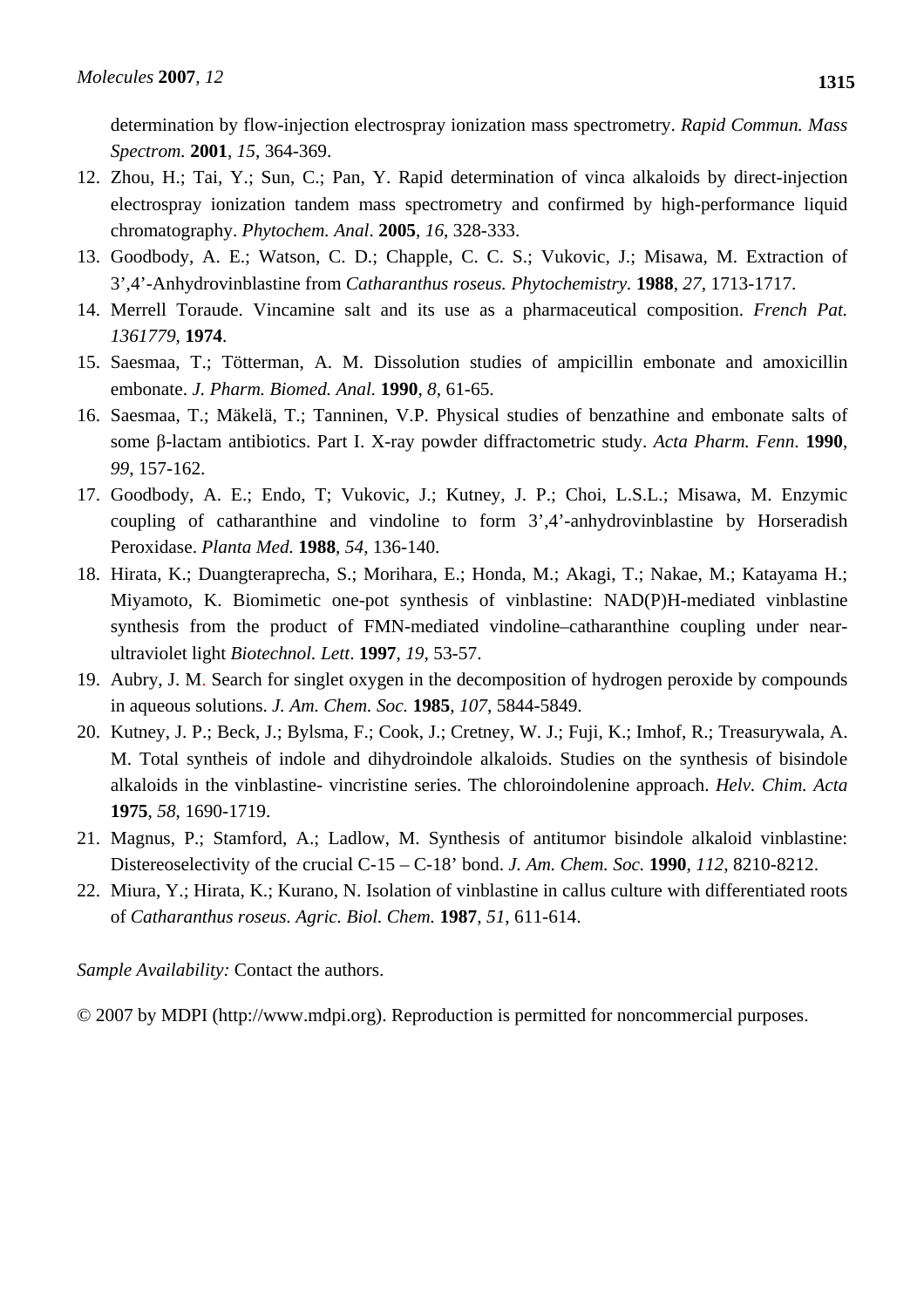determination by flow-injection electrospray ionization mass spectrometry. *Rapid Commun. Mass Spectrom.* **2001**, *15*, 364-369.

12. Zhou, H.; Tai, Y.; Sun, C.; Pan, Y. Rapid determination of vinca alkaloids by direct-injection electrospray ionization tandem mass spectrometry and confirmed by high-performance liquid chromatography. *Phytochem. Anal*. **2005**, *16*, 328-333.
13. Goodbody, A. E.; Watson, C. D.; Chapple, C. C. S.; Vukovic, J.; Misawa, M. Extraction of 3',4'-Anhydrovinblastine from *Catharanthus roseus. Phytochemistry.* **1988**, *27*, 1713-1717.
14. Merrell Toraude. Vincamine salt and its use as a pharmaceutical composition. *French Pat. 1361779*, **1974**.
15. Saesmaa, T.; Tötterman, A. M. Dissolution studies of ampicillin embonate and amoxicillin embonate. *J. Pharm. Biomed. Anal.* **1990**, *8*, 61-65.
16. Saesmaa, T.; Mäkelä, T.; Tanninen, V.P. Physical studies of benzathine and embonate salts of some β-lactam antibiotics. Part I. X-ray powder diffractometric study. *Acta Pharm. Fenn.* **1990**, *99*, 157-162.
17. Goodbody, A. E.; Endo, T; Vukovic, J.; Kutney, J. P.; Choi, L.S.L.; Misawa, M. Enzymic coupling of catharanthine and vindoline to form 3',4'-anhydrovinblastine by Horseradish Peroxidase. *Planta Med.* **1988**, *54*, 136-140.
18. Hirata, K.; Duangteraprecha, S.; Morihara, E.; Honda, M.; Akagi, T.; Nakae, M.; Katayama H.; Miyamoto, K. Biomimetic one-pot synthesis of vinblastine: NAD(P)H-mediated vinblastine synthesis from the product of FMN-mediated vindoline–catharanthine coupling under near-ultraviolet light *Biotechnol. Lett*. **1997**, *19*, 53-57.
19. Aubry, J. M. Search for singlet oxygen in the decomposition of hydrogen peroxide by compounds in aqueous solutions. *J. Am. Chem. Soc.* **1985**, *107*, 5844-5849.
20. Kutney, J. P.; Beck, J.; Bylsma, F.; Cook, J.; Cretney, W. J.; Fuji, K.; Imhof, R.; Treasurywala, A. M. Total syntheis of indole and dihydroindole alkaloids. Studies on the synthesis of bisindole alkaloids in the vinblastine- vincristine series. The chloroindolenine approach. *Helv. Chim. Acta* **1975**, *58*, 1690-1719.
21. Magnus, P.; Stamford, A.; Ladlow, M. Synthesis of antitumor bisindole alkaloid vinblastine: Distereoselectivity of the crucial C-15 – C-18' bond. *J. Am. Chem. Soc.* **1990**, *112*, 8210-8212.
22. Miura, Y.; Hirata, K.; Kurano, N. Isolation of vinblastine in callus culture with differentiated roots of *Catharanthus roseus. Agric. Biol. Chem.* **1987**, *51*, 611-614.

*Sample Availability:* Contact the authors.

© 2007 by MDPI (http://www.mdpi.org). Reproduction is permitted for noncommercial purposes.